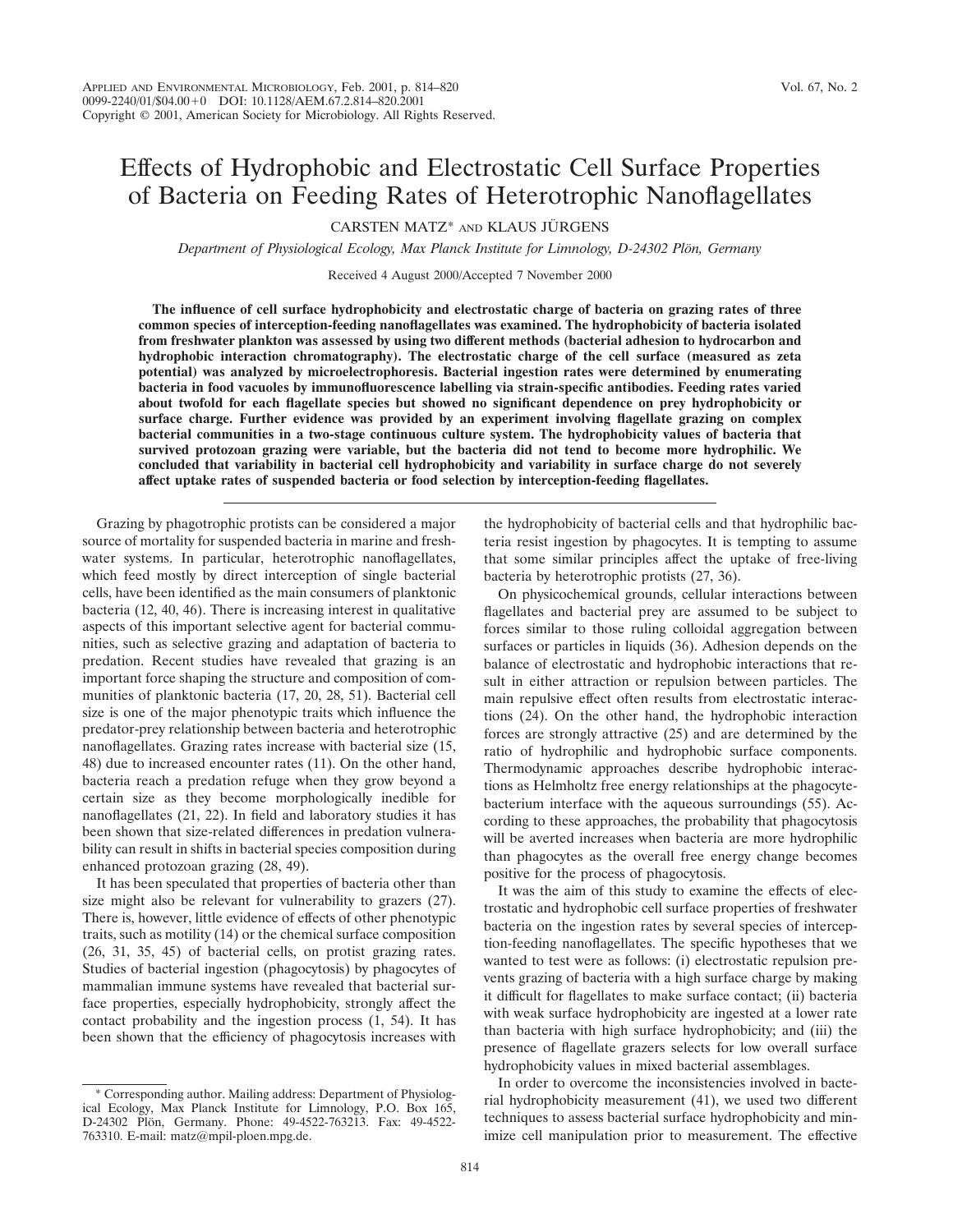# Effects of Hydrophobic and Electrostatic Cell Surface Properties of Bacteria on Feeding Rates of Heterotrophic Nanoflagellates

CARSTEN MATZ* AND KLAUS JÜRGENS

*Department of Physiological Ecology, Max Planck Institute for Limnology, D-24302 Plön, Germany*

Received 4 August 2000/Accepted 7 November 2000

**The influence of cell surface hydrophobicity and electrostatic charge of bacteria on grazing rates of three common species of interception-feeding nanoflagellates was examined. The hydrophobicity of bacteria isolated from freshwater plankton was assessed by using two different methods (bacterial adhesion to hydrocarbon and hydrophobic interaction chromatography). The electrostatic charge of the cell surface (measured as zeta potential) was analyzed by microelectrophoresis. Bacterial ingestion rates were determined by enumerating bacteria in food vacuoles by immunofluorescence labelling via strain-specific antibodies. Feeding rates varied about twofold for each flagellate species but showed no significant dependence on prey hydrophobicity or surface charge. Further evidence was provided by an experiment involving flagellate grazing on complex bacterial communities in a two-stage continuous culture system. The hydrophobicity values of bacteria that survived protozoan grazing were variable, but the bacteria did not tend to become more hydrophilic. We concluded that variability in bacterial cell hydrophobicity and variability in surface charge do not severely affect uptake rates of suspended bacteria or food selection by interception-feeding flagellates.**

Grazing by phagotrophic protists can be considered a major source of mortality for suspended bacteria in marine and freshwater systems. In particular, heterotrophic nanoflagellates, which feed mostly by direct interception of single bacterial cells, have been identified as the main consumers of planktonic bacteria (12, 40, 46). There is increasing interest in qualitative aspects of this important selective agent for bacterial communities, such as selective grazing and adaptation of bacteria to predation. Recent studies have revealed that grazing is an important force shaping the structure and composition of communities of planktonic bacteria (17, 20, 28, 51). Bacterial cell size is one of the major phenotypic traits which influence the predator-prey relationship between bacteria and heterotrophic nanoflagellates. Grazing rates increase with bacterial size (15, 48) due to increased encounter rates (11). On the other hand, bacteria reach a predation refuge when they grow beyond a certain size as they become morphologically inedible for nanoflagellates (21, 22). In field and laboratory studies it has been shown that size-related differences in predation vulnerability can result in shifts in bacterial species composition during enhanced protozoan grazing (28, 49).

It has been speculated that properties of bacteria other than size might also be relevant for vulnerability to grazers (27). There is, however, little evidence of effects of other phenotypic traits, such as motility (14) or the chemical surface composition (26, 31, 35, 45) of bacterial cells, on protist grazing rates. Studies of bacterial ingestion (phagocytosis) by phagocytes of mammalian immune systems have revealed that bacterial surface properties, especially hydrophobicity, strongly affect the contact probability and the ingestion process (1, 54). It has been shown that the efficiency of phagocytosis increases with the hydrophobicity of bacterial cells and that hydrophilic bacteria resist ingestion by phagocytes. It is tempting to assume that some similar principles affect the uptake of free-living bacteria by heterotrophic protists (27, 36).

On physicochemical grounds, cellular interactions between flagellates and bacterial prey are assumed to be subject to forces similar to those ruling colloidal aggregation between surfaces or particles in liquids (36). Adhesion depends on the balance of electrostatic and hydrophobic interactions that result in either attraction or repulsion between particles. The main repulsive effect often results from electrostatic interactions (24). On the other hand, the hydrophobic interaction forces are strongly attractive (25) and are determined by the ratio of hydrophilic and hydrophobic surface components. Thermodynamic approaches describe hydrophobic interactions as Helmholtz free energy relationships at the phagocyte-bacterium interface with the aqueous surroundings (55). According to these approaches, the probability that phagocytosis will be averted increases when bacteria are more hydrophilic than phagocytes as the overall free energy change becomes positive for the process of phagocytosis.

It was the aim of this study to examine the effects of electrostatic and hydrophobic cell surface properties of freshwater bacteria on the ingestion rates by several species of interception-feeding nanoflagellates. The specific hypotheses that we wanted to test were as follows: (i) electrostatic repulsion prevents grazing of bacteria with a high surface charge by making it difficult for flagellates to make surface contact; (ii) bacteria with weak surface hydrophobicity are ingested at a lower rate than bacteria with high surface hydrophobicity; and (iii) the presence of flagellate grazers selects for low overall surface hydrophobicity values in mixed bacterial assemblages.

In order to overcome the inconsistencies involved in bacterial hydrophobicity measurement (41), we used two different techniques to assess bacterial surface hydrophobicity and minimize cell manipulation prior to measurement. The effective

\* Corresponding author. Mailing address: Department of Physiological Ecology, Max Planck Institute for Limnology, P.O. Box 165, D-24302 Plön, Germany. Phone: 49-4522-763213. Fax: 49-4522-763310. E-mail: matz@mpil-ploen.mpg.de.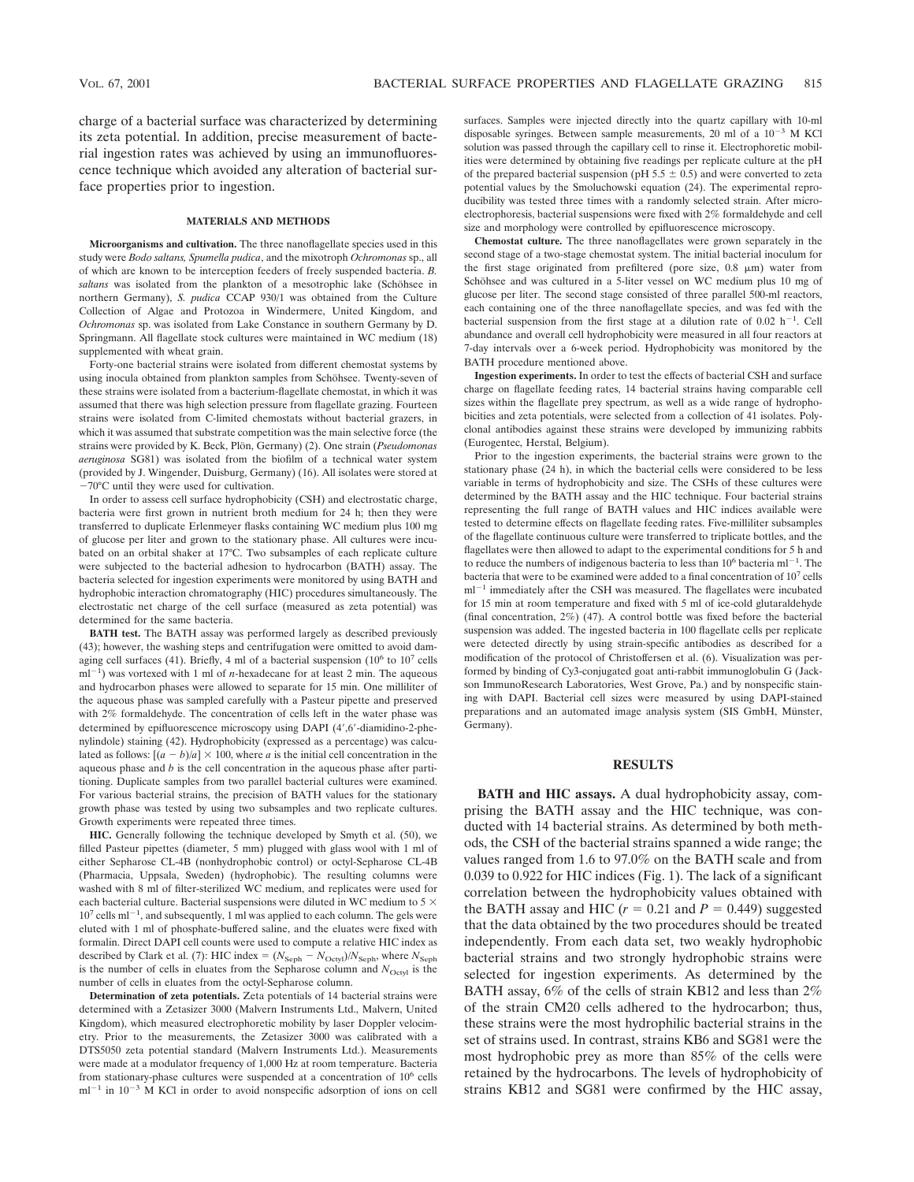charge of a bacterial surface was characterized by determining its zeta potential. In addition, precise measurement of bacterial ingestion rates was achieved by using an immunofluorescence technique which avoided any alteration of bacterial surface properties prior to ingestion.

## MATERIALS AND METHODS

**Microorganisms and cultivation.** The three nanoflagellate species used in this study were *Bodo saltans, Spumella pudica*, and the mixotroph *Ochromonas* sp., all of which are known to be interception feeders of freely suspended bacteria. *B. saltans* was isolated from the plankton of a mesotrophic lake (Schöhsee in northern Germany), *S. pudica* CCAP 930/1 was obtained from the Culture Collection of Algae and Protozoa in Windermere, United Kingdom, and *Ochromonas* sp. was isolated from Lake Constance in southern Germany by D. Springmann. All flagellate stock cultures were maintained in WC medium (18) supplemented with wheat grain.

Forty-one bacterial strains were isolated from different chemostat systems by using inocula obtained from plankton samples from Schöhsee. Twenty-seven of these strains were isolated from a bacterium-flagellate chemostat, in which it was assumed that there was high selection pressure from flagellate grazing. Fourteen strains were isolated from C-limited chemostats without bacterial grazers, in which it was assumed that substrate competition was the main selective force (the strains were provided by K. Beck, Plön, Germany) (2). One strain (*Pseudomonas aeruginosa* SG81) was isolated from the biofilm of a technical water system (provided by J. Wingender, Duisburg, Germany) (16). All isolates were stored at $-70$°C until they were used for cultivation.

In order to assess cell surface hydrophobicity (CSH) and electrostatic charge, bacteria were first grown in nutrient broth medium for 24 h; then they were transferred to duplicate Erlenmeyer flasks containing WC medium plus 100 mg of glucose per liter and grown to the stationary phase. All cultures were incubated on an orbital shaker at 17°C. Two subsamples of each replicate culture were subjected to the bacterial adhesion to hydrocarbon (BATH) assay. The bacteria selected for ingestion experiments were monitored by using BATH and hydrophobic interaction chromatography (HIC) procedures simultaneously. The electrostatic net charge of the cell surface (measured as zeta potential) was determined for the same bacteria.

**BATH test.** The BATH assay was performed largely as described previously (43); however, the washing steps and centrifugation were omitted to avoid damaging cell surfaces (41). Briefly, 4 ml of a bacterial suspension ($10^6$ to $10^7$ cells $ml^{-1}$) was vortexed with 1 ml of *n*-hexadecane for at least 2 min. The aqueous and hydrocarbon phases were allowed to separate for 15 min. One milliliter of the aqueous phase was sampled carefully with a Pasteur pipette and preserved with 2% formaldehyde. The concentration of cells left in the water phase was determined by epifluorescence microscopy using DAPI (4′,6′-diamidino-2-phenylindole) staining (42). Hydrophobicity (expressed as a percentage) was calculated as follows: $[(a - b)/a] \times 100$, where *a* is the initial cell concentration in the aqueous phase and *b* is the cell concentration in the aqueous phase after partitioning. Duplicate samples from two parallel bacterial cultures were examined. For various bacterial strains, the precision of BATH values for the stationary growth phase was tested by using two subsamples and two replicate cultures. Growth experiments were repeated three times.

**HIC.** Generally following the technique developed by Smyth et al. (50), we filled Pasteur pipettes (diameter, 5 mm) plugged with glass wool with 1 ml of either Sepharose CL-4B (nonhydrophobic control) or octyl-Sepharose CL-4B (Pharmacia, Uppsala, Sweden) (hydrophobic). The resulting columns were washed with 8 ml of filter-sterilized WC medium, and replicates were used for each bacterial culture. Bacterial suspensions were diluted in WC medium to $5 \times 10^7$ cells $ml^{-1}$, and subsequently, 1 ml was applied to each column. The gels were eluted with 1 ml of phosphate-buffered saline, and the eluates were fixed with formalin. Direct DAPI cell counts were used to compute a relative HIC index as described by Clark et al. (7): HIC index = $(N_{Seph} - N_{Octyl})/N_{Seph}$, where $N_{Seph}$ is the number of cells in eluates from the Sepharose column and $N_{Octyl}$ is the number of cells in eluates from the octyl-Sepharose column.

**Determination of zeta potentials.** Zeta potentials of 14 bacterial strains were determined with a Zetasizer 3000 (Malvern Instruments Ltd., Malvern, United Kingdom), which measured electrophoretic mobility by laser Doppler velocimetry. Prior to the measurements, the Zetasizer 3000 was calibrated with a DTS5050 zeta potential standard (Malvern Instruments Ltd.). Measurements were made at a modulator frequency of 1,000 Hz at room temperature. Bacteria from stationary-phase cultures were suspended at a concentration of $10^6$ cells $ml^{-1}$ in $10^{-3}$ M KCl in order to avoid nonspecific adsorption of ions on cell surfaces. Samples were injected directly into the quartz capillary with 10-ml disposable syringes. Between sample measurements, 20 ml of a $10^{-3}$ M KCl solution was passed through the capillary cell to rinse it. Electrophoretic mobilities were determined by obtaining five readings per replicate culture at the pH of the prepared bacterial suspension (pH $5.5 \pm 0.5$) and were converted to zeta potential values by the Smoluchowski equation (24). The experimental reproducibility was tested three times with a randomly selected strain. After microelectrophoresis, bacterial suspensions were fixed with 2% formaldehyde and cell size and morphology were controlled by epifluorescence microscopy.

**Chemostat culture.** The three nanoflagellates were grown separately in the second stage of a two-stage chemostat system. The initial bacterial inoculum for the first stage originated from prefiltered (pore size, 0.8 μm) water from Schöhsee and was cultured in a 5-liter vessel on WC medium plus 10 mg of glucose per liter. The second stage consisted of three parallel 500-ml reactors, each containing one of the three nanoflagellate species, and was fed with the bacterial suspension from the first stage at a dilution rate of 0.02 $h^{-1}$. Cell abundance and overall cell hydrophobicity were measured in all four reactors at 7-day intervals over a 6-week period. Hydrophobicity was monitored by the BATH procedure mentioned above.

**Ingestion experiments.** In order to test the effects of bacterial CSH and surface charge on flagellate feeding rates, 14 bacterial strains having comparable cell sizes within the flagellate prey spectrum, as well as a wide range of hydrophobicities and zeta potentials, were selected from a collection of 41 isolates. Polyclonal antibodies against these strains were developed by immunizing rabbits (Eurogentec, Herstal, Belgium).

Prior to the ingestion experiments, the bacterial strains were grown to the stationary phase (24 h), in which the bacterial cells were considered to be less variable in terms of hydrophobicity and size. The CSHs of these cultures were determined by the BATH assay and the HIC technique. Four bacterial strains representing the full range of BATH values and HIC indices available were tested to determine effects on flagellate feeding rates. Five-milliliter subsamples of the flagellate continuous culture were transferred to triplicate bottles, and the flagellates were then allowed to adapt to the experimental conditions for 5 h and to reduce the numbers of indigenous bacteria to less than $10^6$ bacteria $ml^{-1}$. The bacteria that were to be examined were added to a final concentration of $10^7$ cells $ml^{-1}$ immediately after the CSH was measured. The flagellates were incubated for 15 min at room temperature and fixed with 5 ml of ice-cold glutaraldehyde (final concentration, 2%) (47). A control bottle was fixed before the bacterial suspension was added. The ingested bacteria in 100 flagellate cells per replicate were detected directly by using strain-specific antibodies as described for a modification of the protocol of Christoffersen et al. (6). Visualization was performed by binding of Cy3-conjugated goat anti-rabbit immunoglobulin G (Jackson ImmunoResearch Laboratories, West Grove, Pa.) and by nonspecific staining with DAPI. Bacterial cell sizes were measured by using DAPI-stained preparations and an automated image analysis system (SIS GmbH, Münster, Germany).

## RESULTS

**BATH and HIC assays.** A dual hydrophobicity assay, comprising the BATH assay and the HIC technique, was conducted with 14 bacterial strains. As determined by both methods, the CSH of the bacterial strains spanned a wide range; the values ranged from 1.6 to 97.0% on the BATH scale and from 0.039 to 0.922 for HIC indices (Fig. 1). The lack of a significant correlation between the hydrophobicity values obtained with the BATH assay and HIC ($r = 0.21$ and $P = 0.449$) suggested that the data obtained by the two procedures should be treated independently. From each data set, two weakly hydrophobic bacterial strains and two strongly hydrophobic strains were selected for ingestion experiments. As determined by the BATH assay, 6% of the cells of strain KB12 and less than 2% of the strain CM20 cells adhered to the hydrocarbon; thus, these strains were the most hydrophilic bacterial strains in the set of strains used. In contrast, strains KB6 and SG81 were the most hydrophobic prey as more than 85% of the cells were retained by the hydrocarbons. The levels of hydrophobicity of strains KB12 and SG81 were confirmed by the HIC assay,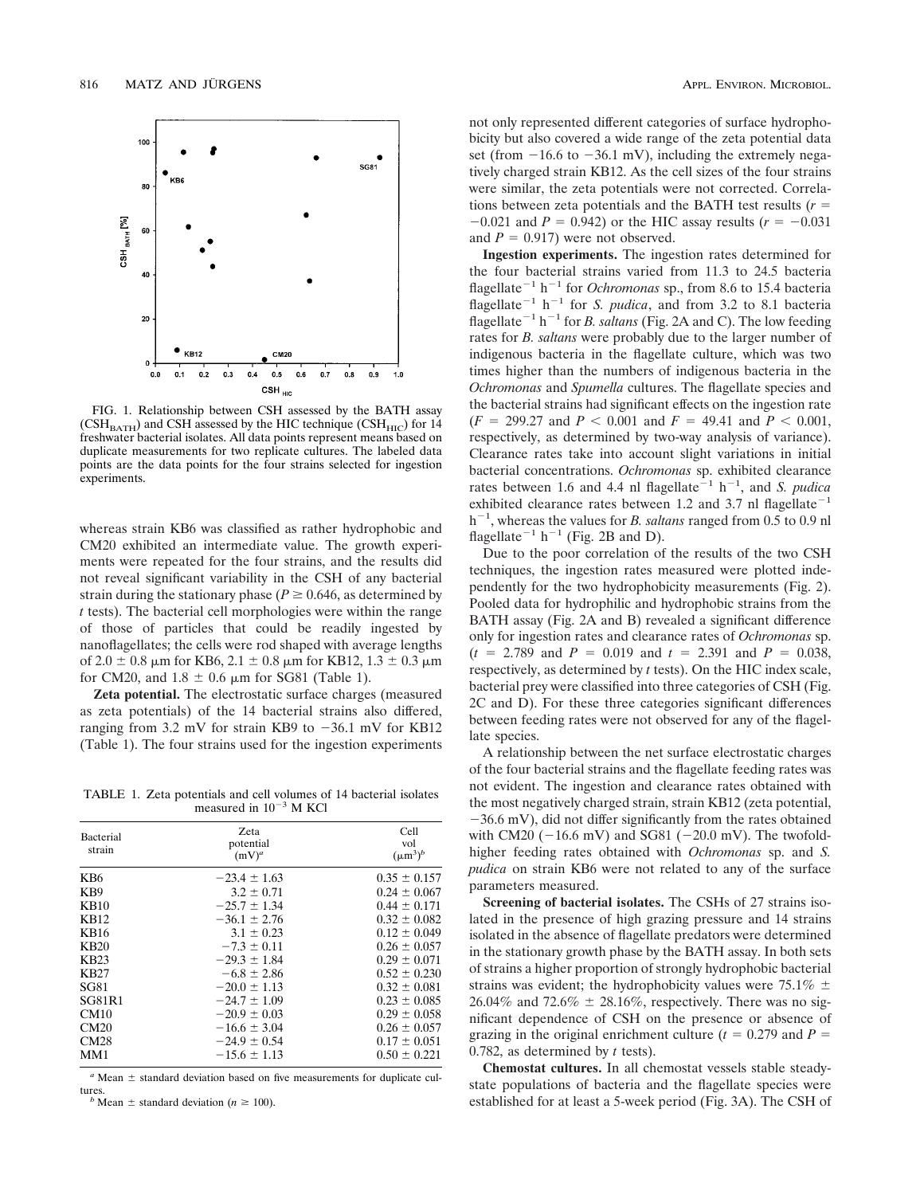FIG. 1. Relationship between CSH assessed by the BATH assay ($CSH_{BATH}$) and CSH assessed by the HIC technique ($CSH_{HIC}$) for 14 freshwater bacterial isolates. All data points represent means based on duplicate measurements for two replicate cultures. The labeled data points are the data points for the four strains selected for ingestion experiments.

whereas strain KB6 was classified as rather hydrophobic and CM20 exhibited an intermediate value. The growth experiments were repeated for the four strains, and the results did not reveal significant variability in the CSH of any bacterial strain during the stationary phase ($P \geq 0.646$, as determined by *t* tests). The bacterial cell morphologies were within the range of those of particles that could be readily ingested by nanoflagellates; the cells were rod shaped with average lengths of 2.0 ± 0.8 μm for KB6, 2.1 ± 0.8 μm for KB12, 1.3 ± 0.3 μm for CM20, and 1.8 ± 0.6 μm for SG81 (Table 1).

**Zeta potential.** The electrostatic surface charges (measured as zeta potentials) of the 14 bacterial strains also differed, ranging from 3.2 mV for strain KB9 to −36.1 mV for KB12 (Table 1). The four strains used for the ingestion experiments

TABLE 1. Zeta potentials and cell volumes of 14 bacterial isolates measured in $10^{-3}$ M KCl

| Bacterial strain | Zeta potential (mV)[a] | Cell vol ($\mu m^3$)[b] |
|---|---|---|
| KB6 | −23.4 ± 1.63 | 0.35 ± 0.157 |
| KB9 | 3.2 ± 0.71 | 0.24 ± 0.067 |
| KB10 | −25.7 ± 1.34 | 0.44 ± 0.171 |
| KB12 | −36.1 ± 2.76 | 0.32 ± 0.082 |
| KB16 | 3.1 ± 0.23 | 0.12 ± 0.049 |
| KB20 | −7.3 ± 0.11 | 0.26 ± 0.057 |
| KB23 | −29.3 ± 1.84 | 0.29 ± 0.071 |
| KB27 | −6.8 ± 2.86 | 0.52 ± 0.230 |
| SG81 | −20.0 ± 1.13 | 0.32 ± 0.081 |
| SG81R1 | −24.7 ± 1.09 | 0.23 ± 0.085 |
| CM10 | −20.9 ± 0.03 | 0.29 ± 0.058 |
| CM20 | −16.6 ± 3.04 | 0.26 ± 0.057 |
| CM28 | −24.9 ± 0.54 | 0.17 ± 0.051 |
| MM1 | −15.6 ± 1.13 | 0.50 ± 0.221 |

[a] Mean ± standard deviation based on five measurements for duplicate cultures.
[b] Mean ± standard deviation ($n \geq 100$).

not only represented different categories of surface hydrophobicity but also covered a wide range of the zeta potential data set (from −16.6 to −36.1 mV), including the extremely negatively charged strain KB12. As the cell sizes of the four strains were similar, the zeta potentials were not corrected. Correlations between zeta potentials and the BATH test results ($r = -0.021$ and $P = 0.942$) or the HIC assay results ($r = -0.031$ and $P = 0.917$) were not observed.

**Ingestion experiments.** The ingestion rates determined for the four bacterial strains varied from 11.3 to 24.5 bacteria $flagellate^{-1}$ $h^{-1}$ for *Ochromonas* sp., from 8.6 to 15.4 bacteria $flagellate^{-1}$ $h^{-1}$ for *S. pudica*, and from 3.2 to 8.1 bacteria $flagellate^{-1}$ $h^{-1}$ for *B. saltans* (Fig. 2A and C). The low feeding rates for *B. saltans* were probably due to the larger number of indigenous bacteria in the flagellate culture, which was two times higher than the numbers of indigenous bacteria in the *Ochromonas* and *Spumella* cultures. The flagellate species and the bacterial strains had significant effects on the ingestion rate ($F = 299.27$ and $P < 0.001$ and $F = 49.41$ and $P < 0.001$, respectively, as determined by two-way analysis of variance). Clearance rates take into account slight variations in initial bacterial concentrations. *Ochromonas* sp. exhibited clearance rates between 1.6 and 4.4 nl $flagellate^{-1}$ $h^{-1}$, and *S. pudica* exhibited clearance rates between 1.2 and 3.7 nl $flagellate^{-1}$ $h^{-1}$, whereas the values for *B. saltans* ranged from 0.5 to 0.9 nl $flagellate^{-1}$ $h^{-1}$ (Fig. 2B and D).

Due to the poor correlation of the results of the two CSH techniques, the ingestion rates measured were plotted independently for the two hydrophobicity measurements (Fig. 2). Pooled data for hydrophilic and hydrophobic strains from the BATH assay (Fig. 2A and B) revealed a significant difference only for ingestion rates and clearance rates of *Ochromonas* sp. ($t = 2.789$ and $P = 0.019$ and $t = 2.391$ and $P = 0.038$, respectively, as determined by *t* tests). On the HIC index scale, bacterial prey were classified into three categories of CSH (Fig. 2C and D). For these three categories significant differences between feeding rates were not observed for any of the flagellate species.

A relationship between the net surface electrostatic charges of the four bacterial strains and the flagellate feeding rates was not evident. The ingestion and clearance rates obtained with the most negatively charged strain, strain KB12 (zeta potential, −36.6 mV), did not differ significantly from the rates obtained with CM20 (−16.6 mV) and SG81 (−20.0 mV). The twofold-higher feeding rates obtained with *Ochromonas* sp. and *S. pudica* on strain KB6 were not related to any of the surface parameters measured.

**Screening of bacterial isolates.** The CSHs of 27 strains isolated in the presence of high grazing pressure and 14 strains isolated in the absence of flagellate predators were determined in the stationary growth phase by the BATH assay. In both sets of strains a higher proportion of strongly hydrophobic bacterial strains was evident; the hydrophobicity values were 75.1% ± 26.04% and 72.6% ± 28.16%, respectively. There was no significant dependence of CSH on the presence or absence of grazing in the original enrichment culture ($t = 0.279$ and $P = 0.782$, as determined by *t* tests).

**Chemostat cultures.** In all chemostat vessels stable steady-state populations of bacteria and the flagellate species were established for at least a 5-week period (Fig. 3A). The CSH of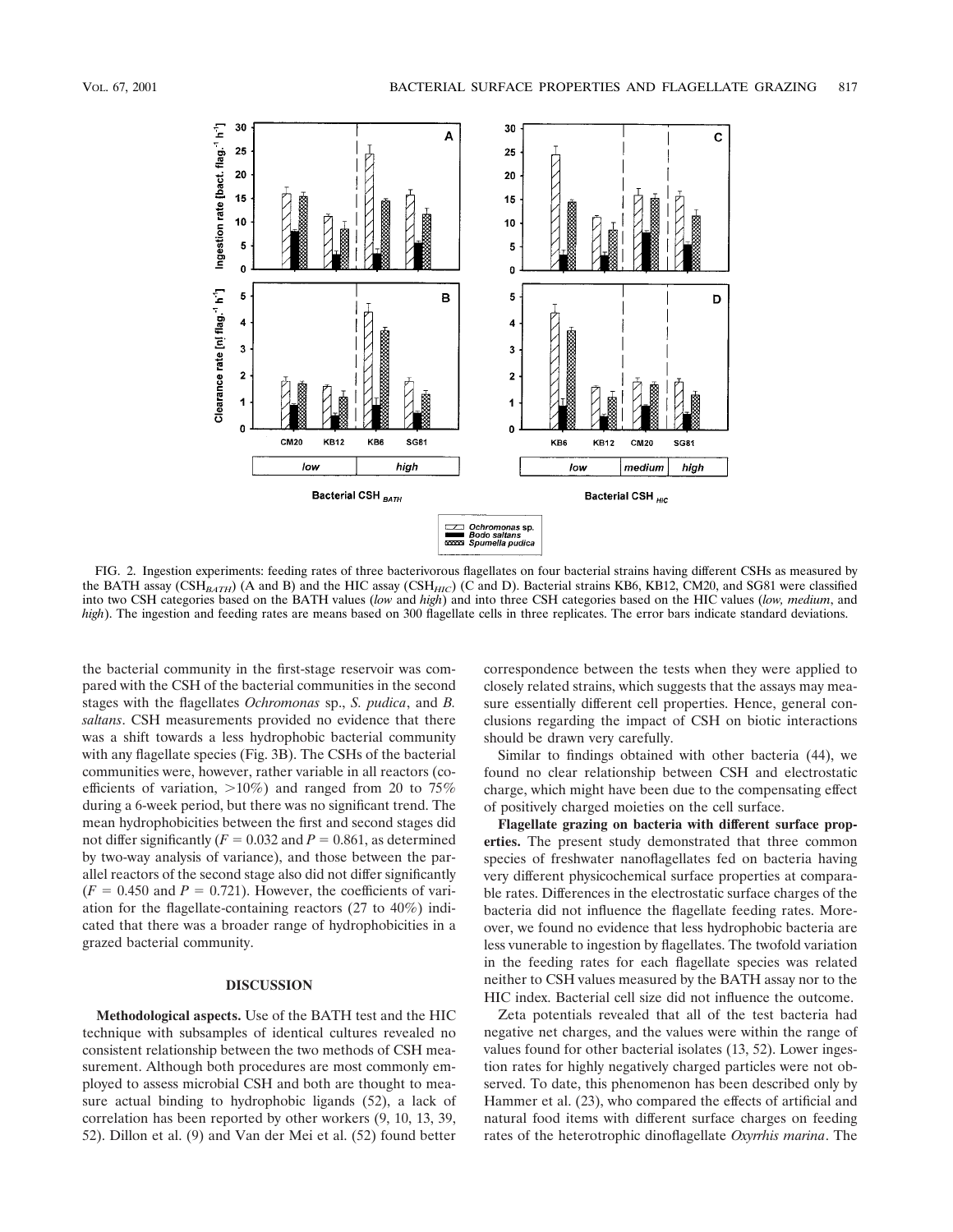FIG. 2. Ingestion experiments: feeding rates of three bacterivorous flagellates on four bacterial strains having different CSHs as measured by the BATH assay ($CSH_{BATH}$) (A and B) and the HIC assay ($CSH_{HIC}$) (C and D). Bacterial strains KB6, KB12, CM20, and SG81 were classified into two CSH categories based on the BATH values (*low* and *high*) and into three CSH categories based on the HIC values (*low, medium*, and *high*). The ingestion and feeding rates are means based on 300 flagellate cells in three replicates. The error bars indicate standard deviations.

the bacterial community in the first-stage reservoir was compared with the CSH of the bacterial communities in the second stages with the flagellates *Ochromonas* sp., *S. pudica*, and *B. saltans*. CSH measurements provided no evidence that there was a shift towards a less hydrophobic bacterial community with any flagellate species (Fig. 3B). The CSHs of the bacterial communities were, however, rather variable in all reactors (coefficients of variation, >10%) and ranged from 20 to 75% during a 6-week period, but there was no significant trend. The mean hydrophobicities between the first and second stages did not differ significantly ($F = 0.032$ and $P = 0.861$, as determined by two-way analysis of variance), and those between the parallel reactors of the second stage also did not differ significantly ($F = 0.450$ and $P = 0.721$). However, the coefficients of variation for the flagellate-containing reactors (27 to 40%) indicated that there was a broader range of hydrophobicities in a grazed bacterial community.

## DISCUSSION

**Methodological aspects.** Use of the BATH test and the HIC technique with subsamples of identical cultures revealed no consistent relationship between the two methods of CSH measurement. Although both procedures are most commonly employed to assess microbial CSH and both are thought to measure actual binding to hydrophobic ligands (52), a lack of correlation has been reported by other workers (9, 10, 13, 39, 52). Dillon et al. (9) and Van der Mei et al. (52) found better correspondence between the tests when they were applied to closely related strains, which suggests that the assays may measure essentially different cell properties. Hence, general conclusions regarding the impact of CSH on biotic interactions should be drawn very carefully.

Similar to findings obtained with other bacteria (44), we found no clear relationship between CSH and electrostatic charge, which might have been due to the compensating effect of positively charged moieties on the cell surface.

**Flagellate grazing on bacteria with different surface properties.** The present study demonstrated that three common species of freshwater nanoflagellates fed on bacteria having very different physicochemical surface properties at comparable rates. Differences in the electrostatic surface charges of the bacteria did not influence the flagellate feeding rates. Moreover, we found no evidence that less hydrophobic bacteria are less vunerable to ingestion by flagellates. The twofold variation in the feeding rates for each flagellate species was related neither to CSH values measured by the BATH assay nor to the HIC index. Bacterial cell size did not influence the outcome.

Zeta potentials revealed that all of the test bacteria had negative net charges, and the values were within the range of values found for other bacterial isolates (13, 52). Lower ingestion rates for highly negatively charged particles were not observed. To date, this phenomenon has been described only by Hammer et al. (23), who compared the effects of artificial and natural food items with different surface charges on feeding rates of the heterotrophic dinoflagellate *Oxyrrhis marina*. The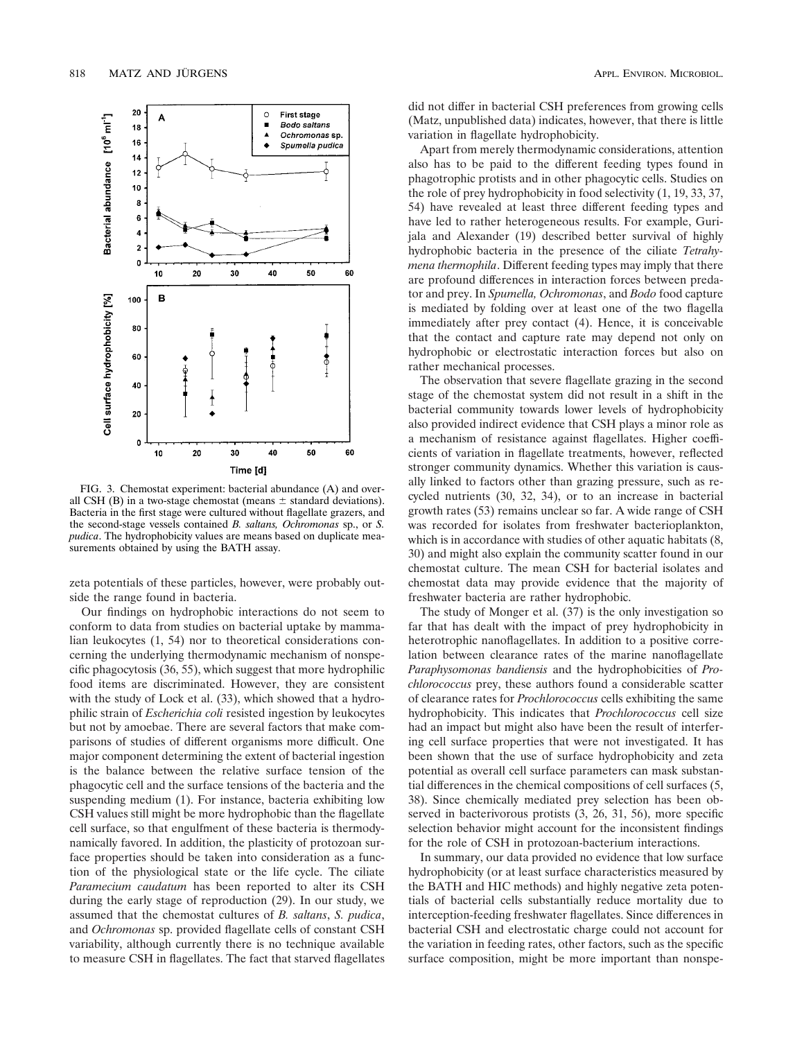FIG. 3. Chemostat experiment: bacterial abundance (A) and overall CSH (B) in a two-stage chemostat (means ± standard deviations). Bacteria in the first stage were cultured without flagellate grazers, and the second-stage vessels contained *B. saltans, Ochromonas* sp., or *S. pudica*. The hydrophobicity values are means based on duplicate measurements obtained by using the BATH assay.

zeta potentials of these particles, however, were probably outside the range found in bacteria.

Our findings on hydrophobic interactions do not seem to conform to data from studies on bacterial uptake by mammalian leukocytes (1, 54) nor to theoretical considerations concerning the underlying thermodynamic mechanism of nonspecific phagocytosis (36, 55), which suggest that more hydrophilic food items are discriminated. However, they are consistent with the study of Lock et al. (33), which showed that a hydrophilic strain of *Escherichia coli* resisted ingestion by leukocytes but not by amoebae. There are several factors that make comparisons of studies of different organisms more difficult. One major component determining the extent of bacterial ingestion is the balance between the relative surface tension of the phagocytic cell and the surface tensions of the bacteria and the suspending medium (1). For instance, bacteria exhibiting low CSH values still might be more hydrophobic than the flagellate cell surface, so that engulfment of these bacteria is thermodynamically favored. In addition, the plasticity of protozoan surface properties should be taken into consideration as a function of the physiological state or the life cycle. The ciliate *Paramecium caudatum* has been reported to alter its CSH during the early stage of reproduction (29). In our study, we assumed that the chemostat cultures of *B. saltans*, *S. pudica*, and *Ochromonas* sp. provided flagellate cells of constant CSH variability, although currently there is no technique available to measure CSH in flagellates. The fact that starved flagellates did not differ in bacterial CSH preferences from growing cells (Matz, unpublished data) indicates, however, that there is little variation in flagellate hydrophobicity.

Apart from merely thermodynamic considerations, attention also has to be paid to the different feeding types found in phagotrophic protists and in other phagocytic cells. Studies on the role of prey hydrophobicity in food selectivity (1, 19, 33, 37, 54) have revealed at least three different feeding types and have led to rather heterogeneous results. For example, Gurijala and Alexander (19) described better survival of highly hydrophobic bacteria in the presence of the ciliate *Tetrahymena thermophila*. Different feeding types may imply that there are profound differences in interaction forces between predator and prey. In *Spumella, Ochromonas*, and *Bodo* food capture is mediated by folding over at least one of the two flagella immediately after prey contact (4). Hence, it is conceivable that the contact and capture rate may depend not only on hydrophobic or electrostatic interaction forces but also on rather mechanical processes.

The observation that severe flagellate grazing in the second stage of the chemostat system did not result in a shift in the bacterial community towards lower levels of hydrophobicity also provided indirect evidence that CSH plays a minor role as a mechanism of resistance against flagellates. Higher coefficients of variation in flagellate treatments, however, reflected stronger community dynamics. Whether this variation is causally linked to factors other than grazing pressure, such as recycled nutrients (30, 32, 34), or to an increase in bacterial growth rates (53) remains unclear so far. A wide range of CSH was recorded for isolates from freshwater bacterioplankton, which is in accordance with studies of other aquatic habitats (8, 30) and might also explain the community scatter found in our chemostat culture. The mean CSH for bacterial isolates and chemostat data may provide evidence that the majority of freshwater bacteria are rather hydrophobic.

The study of Monger et al. (37) is the only investigation so far that has dealt with the impact of prey hydrophobicity in heterotrophic nanoflagellates. In addition to a positive correlation between clearance rates of the marine nanoflagellate *Paraphysomonas bandiensis* and the hydrophobicities of *Prochlorococcus* prey, these authors found a considerable scatter of clearance rates for *Prochlorococcus* cells exhibiting the same hydrophobicity. This indicates that *Prochlorococcus* cell size had an impact but might also have been the result of interfering cell surface properties that were not investigated. It has been shown that the use of surface hydrophobicity and zeta potential as overall cell surface parameters can mask substantial differences in the chemical compositions of cell surfaces (5, 38). Since chemically mediated prey selection has been observed in bacterivorous protists (3, 26, 31, 56), more specific selection behavior might account for the inconsistent findings for the role of CSH in protozoan-bacterium interactions.

In summary, our data provided no evidence that low surface hydrophobicity (or at least surface characteristics measured by the BATH and HIC methods) and highly negative zeta potentials of bacterial cells substantially reduce mortality due to interception-feeding freshwater flagellates. Since differences in bacterial CSH and electrostatic charge could not account for the variation in feeding rates, other factors, such as the specific surface composition, might be more important than nonspe-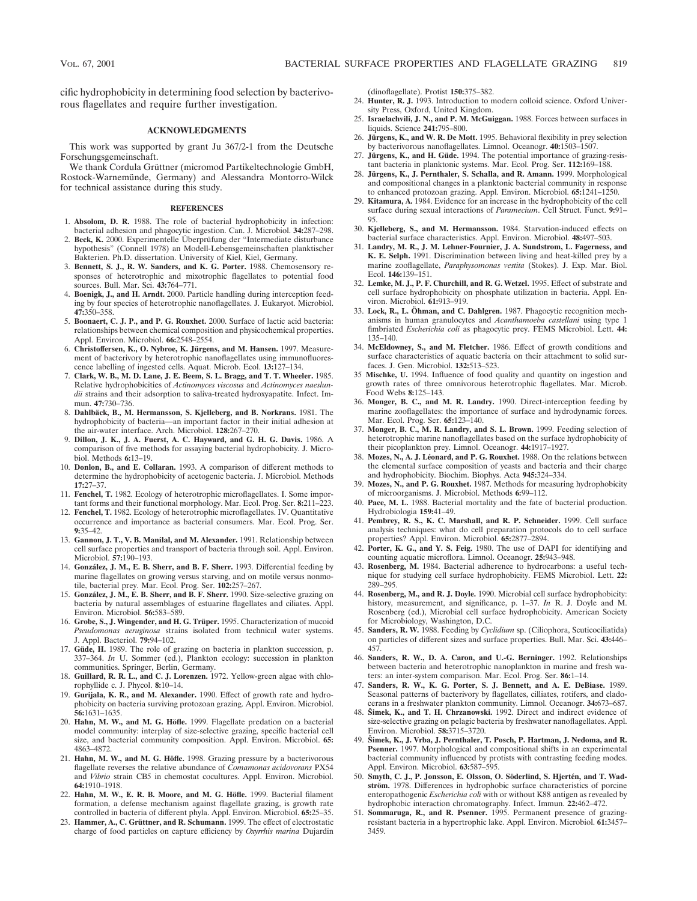cific hydrophobicity in determining food selection by bacterivorous flagellates and require further investigation.

## ACKNOWLEDGMENTS

This work was supported by grant Ju 367/2-1 from the Deutsche Forschungsgemeinschaft.

We thank Cordula Grüttner (micromod Partikeltechnologie GmbH, Rostock-Warnemünde, Germany) and Alessandra Montorro-Wilck for technical assistance during this study.

## REFERENCES

1. **Absolom, D. R.** 1988. The role of bacterial hydrophobicity in infection: bacterial adhesion and phagocytic ingestion. Can. J. Microbiol. **34:**287–298.
2. **Beck, K.** 2000. Experimentelle Überprüfung der "Intermediate disturbance hypothesis" (Connell 1978) an Modell-Lebensgemeinschaften planktischer Bakterien. Ph.D. dissertation. University of Kiel, Kiel, Germany.
3. **Bennett, S. J., R. W. Sanders, and K. G. Porter.** 1988. Chemosensory responses of heterotrophic and mixotrophic flagellates to potential food sources. Bull. Mar. Sci. **43:**764–771.
4. **Boenigk, J., and H. Arndt.** 2000. Particle handling during interception feeding by four species of heterotrophic nanoflagellates. J. Eukaryot. Microbiol. **47:**350–358.
5. **Boonaert, C. J. P., and P. G. Rouxhet.** 2000. Surface of lactic acid bacteria: relationships between chemical composition and physicochemical properties. Appl. Environ. Microbiol. **66:**2548–2554.
6. **Christoffersen, K., O. Nybroe, K. Jürgens, and M. Hansen.** 1997. Measurement of bacterivory by heterotrophic nanoflagellates using immunofluorescence labelling of ingested cells. Aquat. Microb. Ecol. **13:**127–134.
7. **Clark, W. B., M. D. Lane, J. E. Beem, S. L. Bragg, and T. T. Wheeler.** 1985. Relative hydrophobicities of *Actinomyces viscosus* and *Actinomyces naeslundii* strains and their adsorption to saliva-treated hydroxyapatite. Infect. Immun. **47:**730–736.
8. **Dahlbäck, B., M. Hermansson, S. Kjelleberg, and B. Norkrans.** 1981. The hydrophobicity of bacteria—an important factor in their initial adhesion at the air-water interface. Arch. Microbiol. **128:**267–270.
9. **Dillon, J. K., J. A. Fuerst, A. C. Hayward, and G. H. G. Davis.** 1986. A comparison of five methods for assaying bacterial hydrophobicity. J. Microbiol. Methods **6:**13–19.
10. **Donlon, B., and E. Collaran.** 1993. A comparison of different methods to determine the hydrophobicity of acetogenic bacteria. J. Microbiol. Methods **17:**27–37.
11. **Fenchel, T.** 1982. Ecology of heterotrophic microflagellates. I. Some important forms and their functional morphology. Mar. Ecol. Prog. Ser. **8:**211–223.
12. **Fenchel, T.** 1982. Ecology of heterotrophic microflagellates. IV. Quantitative occurrence and importance as bacterial consumers. Mar. Ecol. Prog. Ser. **9:**35–42.
13. **Gannon, J. T., V. B. Manilal, and M. Alexander.** 1991. Relationship between cell surface properties and transport of bacteria through soil. Appl. Environ. Microbiol. **57:**190–193.
14. **González, J. M., E. B. Sherr, and B. F. Sherr.** 1993. Differential feeding by marine flagellates on growing versus starving, and on motile versus nonmotile, bacterial prey. Mar. Ecol. Prog. Ser. **102:**257–267.
15. **González, J. M., E. B. Sherr, and B. F. Sherr.** 1990. Size-selective grazing on bacteria by natural assemblages of estuarine flagellates and ciliates. Appl. Environ. Microbiol. **56:**583–589.
16. **Grobe, S., J. Wingender, and H. G. Trüper.** 1995. Characterization of mucoid *Pseudomonas aeruginosa* strains isolated from technical water systems. J. Appl. Bacteriol. **79:**94–102.
17. **Güde, H.** 1989. The role of grazing on bacteria in plankton succession, p. 337–364. *In* U. Sommer (ed.), Plankton ecology: succession in plankton communities. Springer, Berlin, Germany.
18. **Guillard, R. R. L., and C. J. Lorenzen.** 1972. Yellow-green algae with chlorophyllide c. J. Phycol. **8:**10–14.
19. **Gurijala, K. R., and M. Alexander.** 1990. Effect of growth rate and hydrophobicity on bacteria surviving protozoan grazing. Appl. Environ. Microbiol. **56:**1631–1635.
20. **Hahn, M. W., and M. G. Höfle.** 1999. Flagellate predation on a bacterial model community: interplay of size-selective grazing, specific bacterial cell size, and bacterial community composition. Appl. Environ. Microbiol. **65:** 4863–4872.
21. **Hahn, M. W., and M. G. Höfle.** 1998. Grazing pressure by a bacterivorous flagellate reverses the relative abundance of *Comamonas acidovorans* PX54 and *Vibrio* strain CB5 in chemostat cocultures. Appl. Environ. Microbiol. **64:**1910–1918.
22. **Hahn, M. W., E. R. B. Moore, and M. G. Höfle.** 1999. Bacterial filament formation, a defense mechanism against flagellate grazing, is growth rate controlled in bacteria of different phyla. Appl. Environ. Microbiol. **65:**25–35.
23. **Hammer, A., C. Grüttner, and R. Schumann.** 1999. The effect of electrostatic charge of food particles on capture efficiency by *Oxyrrhis marina* Dujardin (dinoflagellate). Protist **150:**375–382.
24. **Hunter, R. J.** 1993. Introduction to modern colloid science. Oxford University Press, Oxford, United Kingdom.
25. **Israelachvili, J. N., and P. M. McGuiggan.** 1988. Forces between surfaces in liquids. Science **241:**795–800.
26. **Jürgens, K., and W. R. De Mott.** 1995. Behavioral flexibility in prey selection by bacterivorous nanoflagellates. Limnol. Oceanogr. **40:**1503–1507.
27. **Jürgens, K., and H. Güde.** 1994. The potential importance of grazing-resistant bacteria in planktonic systems. Mar. Ecol. Prog. Ser. **112:**169–188.
28. **Jürgens, K., J. Pernthaler, S. Schalla, and R. Amann.** 1999. Morphological and compositional changes in a planktonic bacterial community in response to enhanced protozoan grazing. Appl. Environ. Microbiol. **65:**1241–1250.
29. **Kitamura, A.** 1984. Evidence for an increase in the hydrophobicity of the cell surface during sexual interactions of *Paramecium*. Cell Struct. Funct. **9:**91–95.
30. **Kjelleberg, S., and M. Hermansson.** 1984. Starvation-induced effects on bacterial surface characteristics. Appl. Environ. Microbiol. **48:**497–503.
31. **Landry, M. R., J. M. Lehner-Fournier, J. A. Sundstrom, L. Fagerness, and K. E. Selph.** 1991. Discrimination between living and heat-killed prey by a marine zooflagellate, *Paraphysomonas vestita* (Stokes). J. Exp. Mar. Biol. Ecol. **146:**139–151.
32. **Lemke, M. J., P. F. Churchill, and R. G. Wetzel.** 1995. Effect of substrate and cell surface hydrophobicity on phosphate utilization in bacteria. Appl. Environ. Microbiol. **61:**913–919.
33. **Lock, R., L. Öhman, and C. Dahlgren.** 1987. Phagocytic recognition mechanisms in human granulocytes and *Acanthamoeba castellani* using type 1 fimbriated *Escherichia coli* as phagocytic prey. FEMS Microbiol. Lett. **44:** 135–140.
34. **McEldowney, S., and M. Fletcher.** 1986. Effect of growth conditions and surface characteristics of aquatic bacteria on their attachment to solid surfaces. J. Gen. Microbiol. **132:**513–523.
35. **Mischke, U.** 1994. Influence of food quality and quantity on ingestion and growth rates of three omnivorous heterotrophic flagellates. Mar. Microb. Food Webs **8:**125–143.
36. **Monger, B. C., and M. R. Landry.** 1990. Direct-interception feeding by marine zooflagellates: the importance of surface and hydrodynamic forces. Mar. Ecol. Prog. Ser. **65:**123–140.
37. **Monger, B. C., M. R. Landry, and S. L. Brown.** 1999. Feeding selection of heterotrophic marine nanoflagellates based on the surface hydrophobicity of their picoplankton prey. Limnol. Oceanogr. **44:**1917–1927.
38. **Mozes, N., A. J. Léonard, and P. G. Rouxhet.** 1988. On the relations between the elemental surface composition of yeasts and bacteria and their charge and hydrophobicity. Biochim. Biophys. Acta **945:**324–334.
39. **Mozes, N., and P. G. Rouxhet.** 1987. Methods for measuring hydrophobicity of microorganisms. J. Microbiol. Methods **6:**99–112.
40. **Pace, M. L.** 1988. Bacterial mortality and the fate of bacterial production. Hydrobiologia **159:**41–49.
41. **Pembrey, R. S., K. C. Marshall, and R. P. Schneider.** 1999. Cell surface analysis techniques: what do cell preparation protocols do to cell surface properties? Appl. Environ. Microbiol. **65:**2877–2894.
42. **Porter, K. G., and Y. S. Feig.** 1980. The use of DAPI for identifying and counting aquatic microflora. Limnol. Oceanogr. **25:**943–948.
43. **Rosenberg, M.** 1984. Bacterial adherence to hydrocarbons: a useful technique for studying cell surface hydrophobicity. FEMS Microbiol. Lett. **22:** 289–295.
44. **Rosenberg, M., and R. J. Doyle.** 1990. Microbial cell surface hydrophobicity: history, measurement, and significance, p. 1–37. *In* R. J. Doyle and M. Rosenberg (ed.), Microbial cell surface hydrophobicity. American Society for Microbiology, Washington, D.C.
45. **Sanders, R. W.** 1988. Feeding by *Cyclidium* sp. (Ciliophora, Scuticociliatida) on particles of different sizes and surface properties. Bull. Mar. Sci. **43:**446–457.
46. **Sanders, R. W., D. A. Caron, and U.-G. Berninger.** 1992. Relationships between bacteria and heterotrophic nanoplankton in marine and fresh waters: an inter-system comparison. Mar. Ecol. Prog. Ser. **86:**1–14.
47. **Sanders, R. W., K. G. Porter, S. J. Bennett, and A. E. DeBiase.** 1989. Seasonal patterns of bacterivory by flagellates, cilliates, rotifers, and cladocerans in a freshwater plankton community. Limnol. Oceanogr. **34:**673–687.
48. **Šimek, K., and T. H. Chrzanowski.** 1992. Direct and indirect evidence of size-selective grazing on pelagic bacteria by freshwater nanoflagellates. Appl. Environ. Microbiol. **58:**3715–3720.
49. **Šimek, K., J. Vrba, J. Pernthaler, T. Posch, P. Hartman, J. Nedoma, and R. Psenner.** 1997. Morphological and compositional shifts in an experimental bacterial community influenced by protists with contrasting feeding modes. Appl. Environ. Microbiol. **63:**587–595.
50. **Smyth, C. J., P. Jonsson, E. Olsson, O. Söderlind, S. Hjertén, and T. Wadström.** 1978. Differences in hydrophobic surface characteristics of porcine enteropathogenic *Escherichia coli* with or without K88 antigen as revealed by hydrophobic interaction chromatography. Infect. Immun. **22:**462–472.
51. **Sommaruga, R., and R. Psenner.** 1995. Permanent presence of grazing-resistant bacteria in a hypertrophic lake. Appl. Environ. Microbiol. **61:**3457–3459.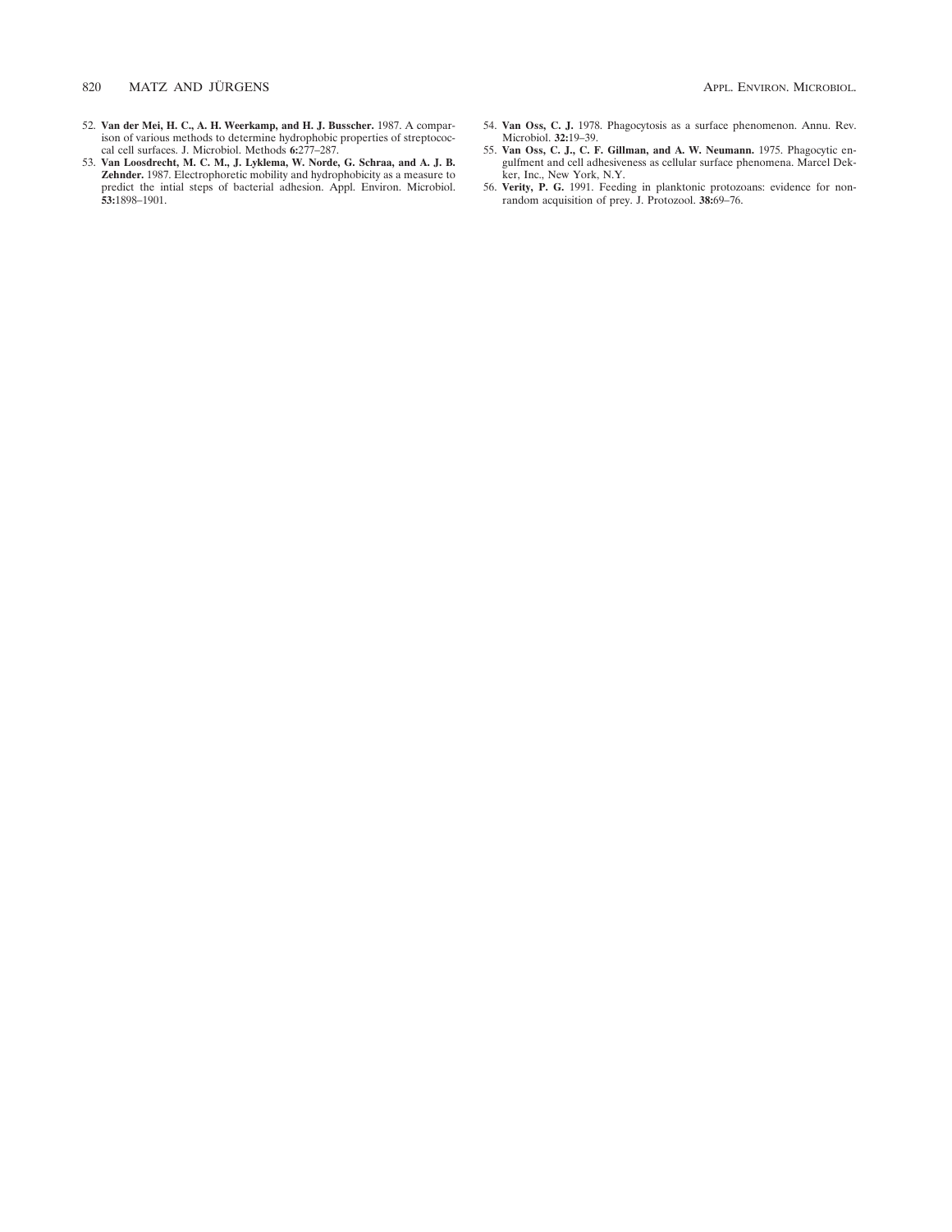52. **Van der Mei, H. C., A. H. Weerkamp, and H. J. Busscher.** 1987. A comparison of various methods to determine hydrophobic properties of streptococcal cell surfaces. J. Microbiol. Methods **6:**277–287.
53. **Van Loosdrecht, M. C. M., J. Lyklema, W. Norde, G. Schraa, and A. J. B. Zehnder.** 1987. Electrophoretic mobility and hydrophobicity as a measure to predict the intial steps of bacterial adhesion. Appl. Environ. Microbiol. **53:**1898–1901.
54. **Van Oss, C. J.** 1978. Phagocytosis as a surface phenomenon. Annu. Rev. Microbiol. **32:**19–39.
55. **Van Oss, C. J., C. F. Gillman, and A. W. Neumann.** 1975. Phagocytic engulfment and cell adhesiveness as cellular surface phenomena. Marcel Dekker, Inc., New York, N.Y.
56. **Verity, P. G.** 1991. Feeding in planktonic protozoans: evidence for non-random acquisition of prey. J. Protozool. **38:**69–76.